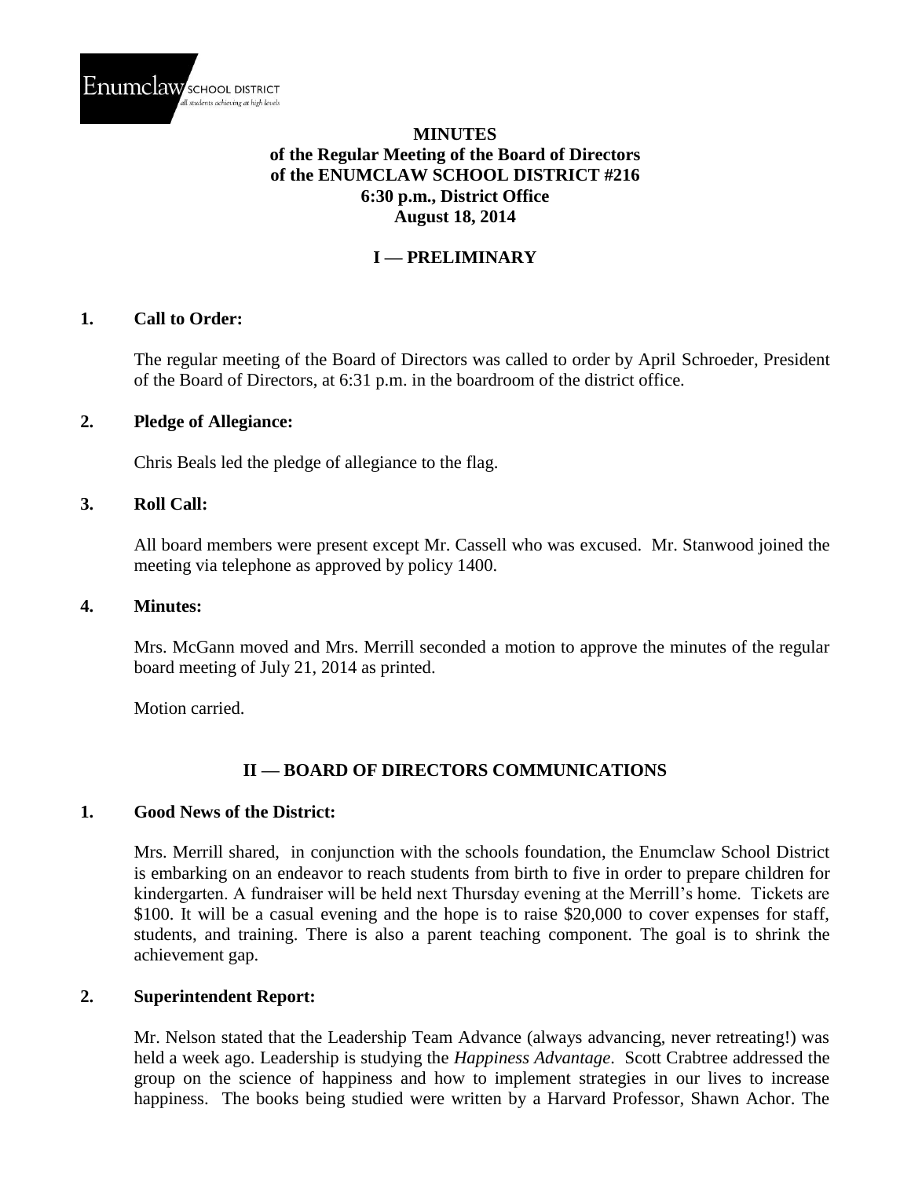Enumclaw SCHOOL DISTRICT
all students achieving at high levels

# MINUTES
## of the Regular Meeting of the Board of Directors of the ENUMCLAW SCHOOL DISTRICT #216
**6:30 p.m., District Office**
**August 18, 2014**

## I — PRELIMINARY

### 1. Call to Order:

The regular meeting of the Board of Directors was called to order by April Schroeder, President of the Board of Directors, at 6:31 p.m. in the boardroom of the district office.

### 2. Pledge of Allegiance:

Chris Beals led the pledge of allegiance to the flag.

### 3. Roll Call:

All board members were present except Mr. Cassell who was excused. Mr. Stanwood joined the meeting via telephone as approved by policy 1400.

### 4. Minutes:

Mrs. McGann moved and Mrs. Merrill seconded a motion to approve the minutes of the regular board meeting of July 21, 2014 as printed.

Motion carried.

## II — BOARD OF DIRECTORS COMMUNICATIONS

### 1. Good News of the District:

Mrs. Merrill shared, in conjunction with the schools foundation, the Enumclaw School District is embarking on an endeavor to reach students from birth to five in order to prepare children for kindergarten. A fundraiser will be held next Thursday evening at the Merrill's home. Tickets are $100. It will be a casual evening and the hope is to raise $20,000 to cover expenses for staff, students, and training. There is also a parent teaching component. The goal is to shrink the achievement gap.

### 2. Superintendent Report:

Mr. Nelson stated that the Leadership Team Advance (always advancing, never retreating!) was held a week ago. Leadership is studying the *Happiness Advantage*. Scott Crabtree addressed the group on the science of happiness and how to implement strategies in our lives to increase happiness. The books being studied were written by a Harvard Professor, Shawn Achor. The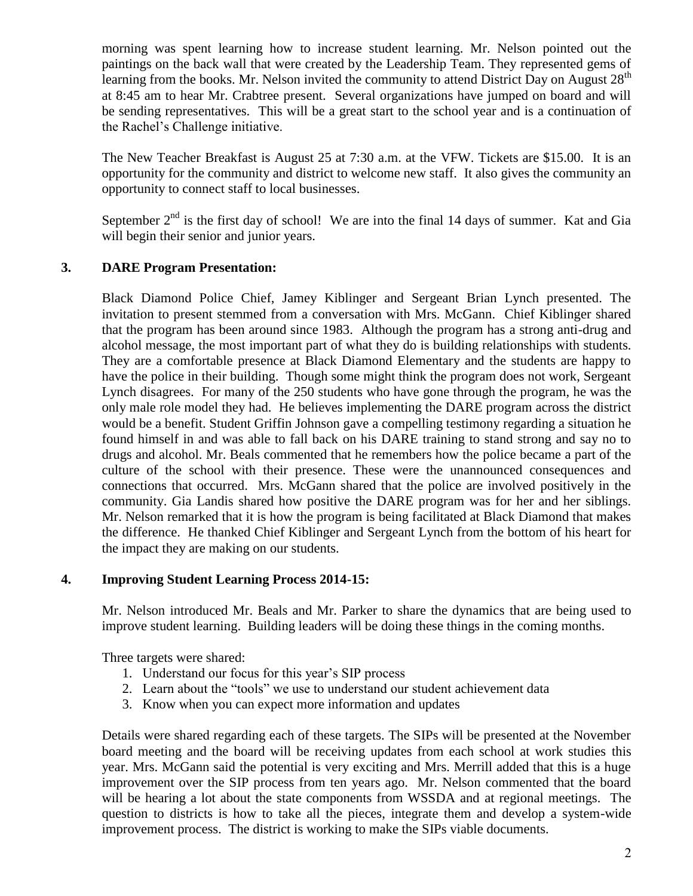morning was spent learning how to increase student learning. Mr. Nelson pointed out the paintings on the back wall that were created by the Leadership Team. They represented gems of learning from the books. Mr. Nelson invited the community to attend District Day on August 28th at 8:45 am to hear Mr. Crabtree present. Several organizations have jumped on board and will be sending representatives. This will be a great start to the school year and is a continuation of the Rachel's Challenge initiative.

The New Teacher Breakfast is August 25 at 7:30 a.m. at the VFW. Tickets are $15.00. It is an opportunity for the community and district to welcome new staff. It also gives the community an opportunity to connect staff to local businesses.

September 2nd is the first day of school! We are into the final 14 days of summer. Kat and Gia will begin their senior and junior years.

**3. DARE Program Presentation:**

Black Diamond Police Chief, Jamey Kiblinger and Sergeant Brian Lynch presented. The invitation to present stemmed from a conversation with Mrs. McGann. Chief Kiblinger shared that the program has been around since 1983. Although the program has a strong anti-drug and alcohol message, the most important part of what they do is building relationships with students. They are a comfortable presence at Black Diamond Elementary and the students are happy to have the police in their building. Though some might think the program does not work, Sergeant Lynch disagrees. For many of the 250 students who have gone through the program, he was the only male role model they had. He believes implementing the DARE program across the district would be a benefit. Student Griffin Johnson gave a compelling testimony regarding a situation he found himself in and was able to fall back on his DARE training to stand strong and say no to drugs and alcohol. Mr. Beals commented that he remembers how the police became a part of the culture of the school with their presence. These were the unannounced consequences and connections that occurred. Mrs. McGann shared that the police are involved positively in the community. Gia Landis shared how positive the DARE program was for her and her siblings. Mr. Nelson remarked that it is how the program is being facilitated at Black Diamond that makes the difference. He thanked Chief Kiblinger and Sergeant Lynch from the bottom of his heart for the impact they are making on our students.

**4. Improving Student Learning Process 2014-15:**

Mr. Nelson introduced Mr. Beals and Mr. Parker to share the dynamics that are being used to improve student learning. Building leaders will be doing these things in the coming months.

Three targets were shared:

1. Understand our focus for this year's SIP process
2. Learn about the "tools" we use to understand our student achievement data
3. Know when you can expect more information and updates

Details were shared regarding each of these targets. The SIPs will be presented at the November board meeting and the board will be receiving updates from each school at work studies this year. Mrs. McGann said the potential is very exciting and Mrs. Merrill added that this is a huge improvement over the SIP process from ten years ago. Mr. Nelson commented that the board will be hearing a lot about the state components from WSSDA and at regional meetings. The question to districts is how to take all the pieces, integrate them and develop a system-wide improvement process. The district is working to make the SIPs viable documents.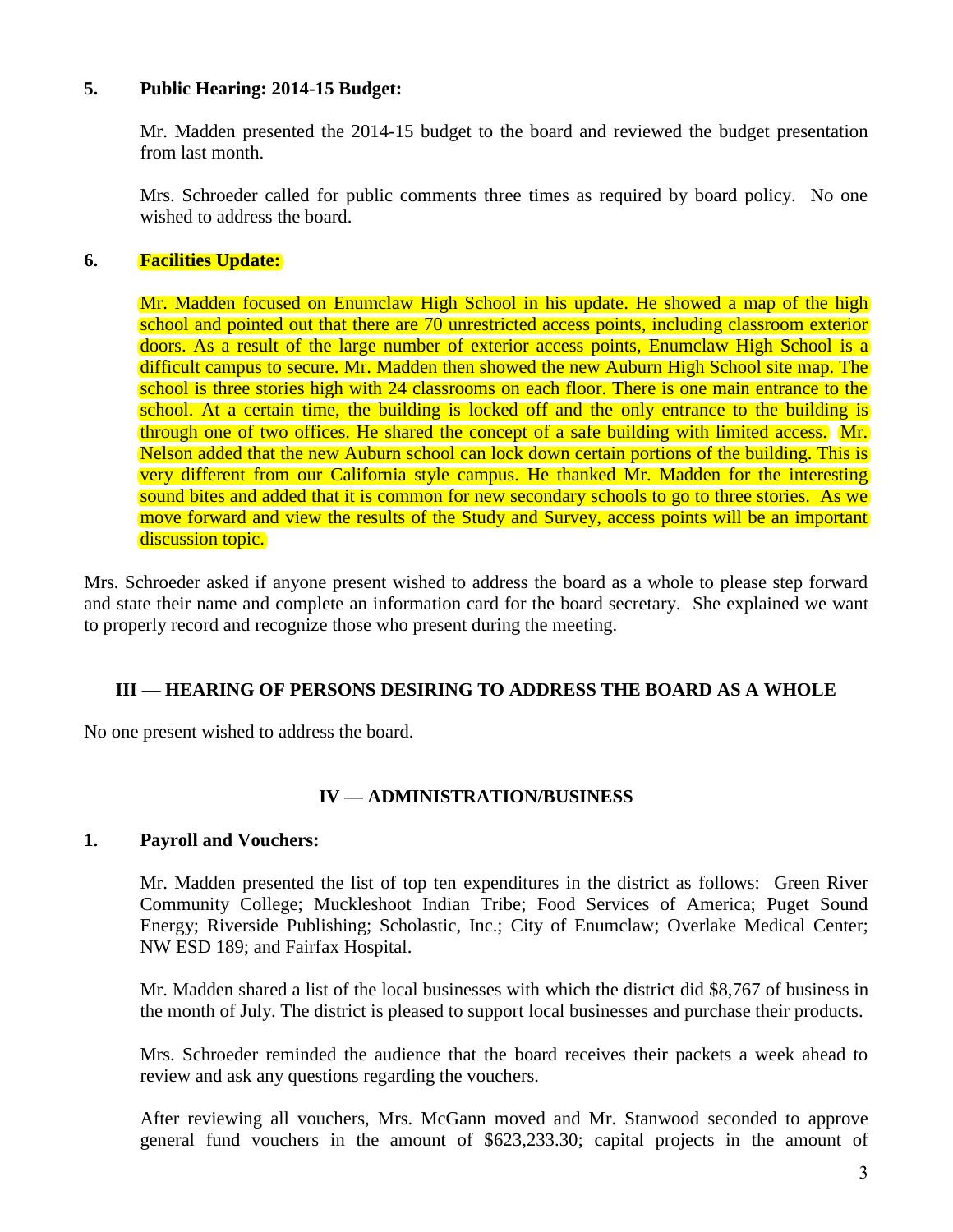**5. Public Hearing: 2014-15 Budget:**

Mr. Madden presented the 2014-15 budget to the board and reviewed the budget presentation from last month.

Mrs. Schroeder called for public comments three times as required by board policy. No one wished to address the board.

**6. Facilities Update:**

Mr. Madden focused on Enumclaw High School in his update. He showed a map of the high school and pointed out that there are 70 unrestricted access points, including classroom exterior doors. As a result of the large number of exterior access points, Enumclaw High School is a difficult campus to secure. Mr. Madden then showed the new Auburn High School site map. The school is three stories high with 24 classrooms on each floor. There is one main entrance to the school. At a certain time, the building is locked off and the only entrance to the building is through one of two offices. He shared the concept of a safe building with limited access. Mr. Nelson added that the new Auburn school can lock down certain portions of the building. This is very different from our California style campus. He thanked Mr. Madden for the interesting sound bites and added that it is common for new secondary schools to go to three stories. As we move forward and view the results of the Study and Survey, access points will be an important discussion topic.

Mrs. Schroeder asked if anyone present wished to address the board as a whole to please step forward and state their name and complete an information card for the board secretary. She explained we want to properly record and recognize those who present during the meeting.

## III — HEARING OF PERSONS DESIRING TO ADDRESS THE BOARD AS A WHOLE

No one present wished to address the board.

## IV — ADMINISTRATION/BUSINESS

**1. Payroll and Vouchers:**

Mr. Madden presented the list of top ten expenditures in the district as follows: Green River Community College; Muckleshoot Indian Tribe; Food Services of America; Puget Sound Energy; Riverside Publishing; Scholastic, Inc.; City of Enumclaw; Overlake Medical Center; NW ESD 189; and Fairfax Hospital.

Mr. Madden shared a list of the local businesses with which the district did $8,767 of business in the month of July. The district is pleased to support local businesses and purchase their products.

Mrs. Schroeder reminded the audience that the board receives their packets a week ahead to review and ask any questions regarding the vouchers.

After reviewing all vouchers, Mrs. McGann moved and Mr. Stanwood seconded to approve general fund vouchers in the amount of $623,233.30; capital projects in the amount of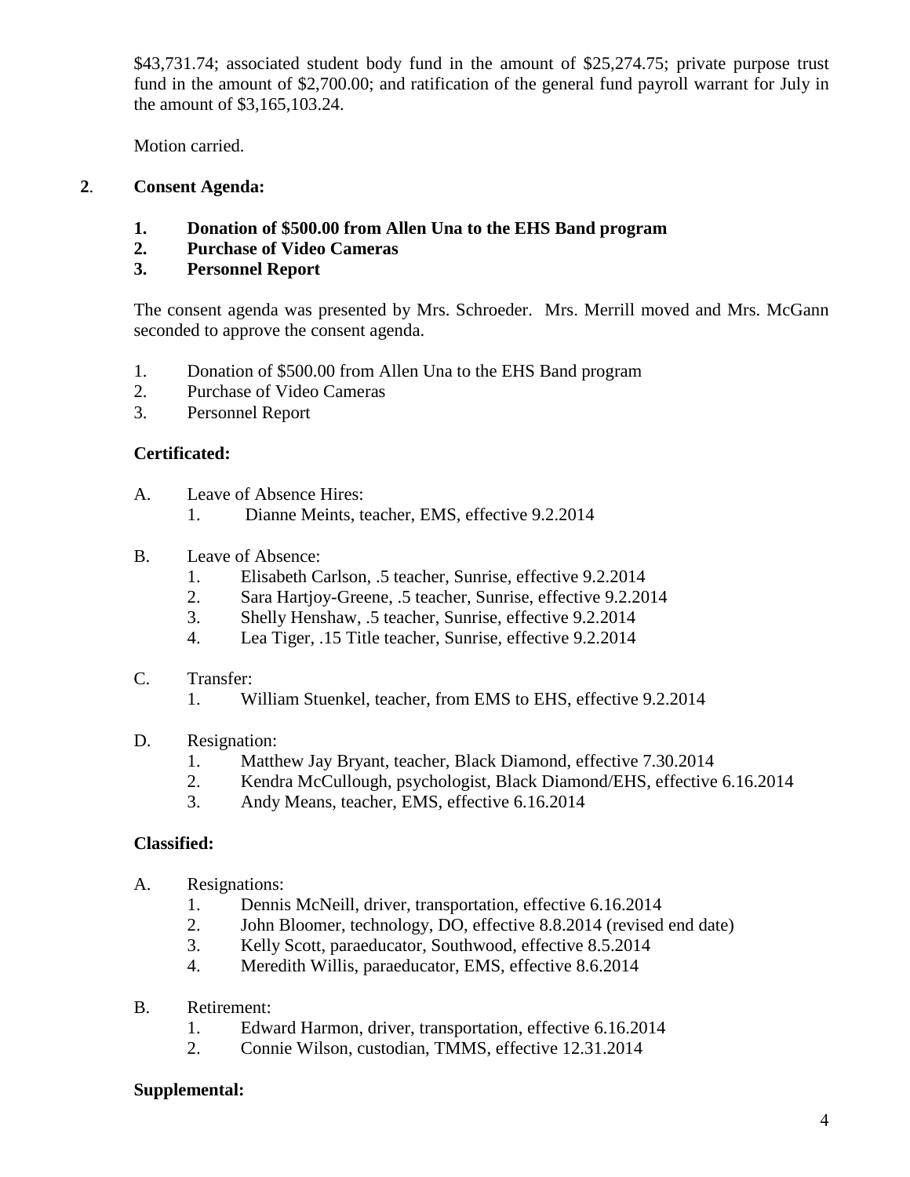$43,731.74; associated student body fund in the amount of $25,274.75; private purpose trust fund in the amount of $2,700.00; and ratification of the general fund payroll warrant for July in the amount of $3,165,103.24.

Motion carried.

**2. Consent Agenda:**

1. **Donation of $500.00 from Allen Una to the EHS Band program**
2. **Purchase of Video Cameras**
3. **Personnel Report**

The consent agenda was presented by Mrs. Schroeder. Mrs. Merrill moved and Mrs. McGann seconded to approve the consent agenda.

1. Donation of $500.00 from Allen Una to the EHS Band program
2. Purchase of Video Cameras
3. Personnel Report

**Certificated:**

A. Leave of Absence Hires:
   1. Dianne Meints, teacher, EMS, effective 9.2.2014

B. Leave of Absence:
   1. Elisabeth Carlson, .5 teacher, Sunrise, effective 9.2.2014
   2. Sara Hartjoy-Greene, .5 teacher, Sunrise, effective 9.2.2014
   3. Shelly Henshaw, .5 teacher, Sunrise, effective 9.2.2014
   4. Lea Tiger, .15 Title teacher, Sunrise, effective 9.2.2014

C. Transfer:
   1. William Stuenkel, teacher, from EMS to EHS, effective 9.2.2014

D. Resignation:
   1. Matthew Jay Bryant, teacher, Black Diamond, effective 7.30.2014
   2. Kendra McCullough, psychologist, Black Diamond/EHS, effective 6.16.2014
   3. Andy Means, teacher, EMS, effective 6.16.2014

**Classified:**

A. Resignations:
   1. Dennis McNeill, driver, transportation, effective 6.16.2014
   2. John Bloomer, technology, DO, effective 8.8.2014 (revised end date)
   3. Kelly Scott, paraeducator, Southwood, effective 8.5.2014
   4. Meredith Willis, paraeducator, EMS, effective 8.6.2014

B. Retirement:
   1. Edward Harmon, driver, transportation, effective 6.16.2014
   2. Connie Wilson, custodian, TMMS, effective 12.31.2014

**Supplemental:**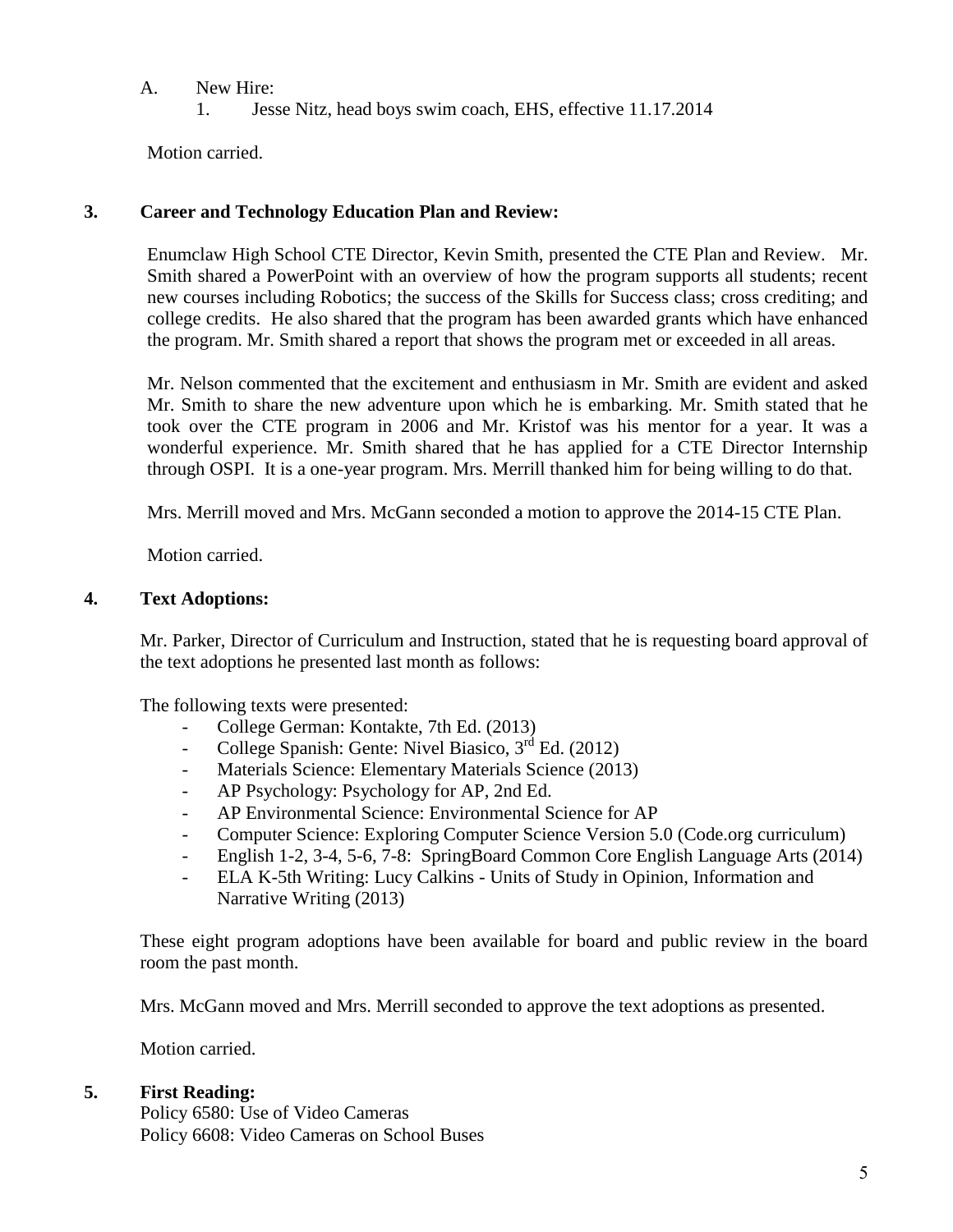A. New Hire:

1. Jesse Nitz, head boys swim coach, EHS, effective 11.17.2014

Motion carried.

**3. Career and Technology Education Plan and Review:**

Enumclaw High School CTE Director, Kevin Smith, presented the CTE Plan and Review. Mr. Smith shared a PowerPoint with an overview of how the program supports all students; recent new courses including Robotics; the success of the Skills for Success class; cross crediting; and college credits. He also shared that the program has been awarded grants which have enhanced the program. Mr. Smith shared a report that shows the program met or exceeded in all areas.

Mr. Nelson commented that the excitement and enthusiasm in Mr. Smith are evident and asked Mr. Smith to share the new adventure upon which he is embarking. Mr. Smith stated that he took over the CTE program in 2006 and Mr. Kristof was his mentor for a year. It was a wonderful experience. Mr. Smith shared that he has applied for a CTE Director Internship through OSPI. It is a one-year program. Mrs. Merrill thanked him for being willing to do that.

Mrs. Merrill moved and Mrs. McGann seconded a motion to approve the 2014-15 CTE Plan.

Motion carried.

**4. Text Adoptions:**

Mr. Parker, Director of Curriculum and Instruction, stated that he is requesting board approval of the text adoptions he presented last month as follows:

The following texts were presented:

- College German: Kontakte, 7th Ed. (2013)
- College Spanish: Gente: Nivel Biasico, 3rd Ed. (2012)
- Materials Science: Elementary Materials Science (2013)
- AP Psychology: Psychology for AP, 2nd Ed.
- AP Environmental Science: Environmental Science for AP
- Computer Science: Exploring Computer Science Version 5.0 (Code.org curriculum)
- English 1-2, 3-4, 5-6, 7-8: SpringBoard Common Core English Language Arts (2014)
- ELA K-5th Writing: Lucy Calkins - Units of Study in Opinion, Information and Narrative Writing (2013)

These eight program adoptions have been available for board and public review in the board room the past month.

Mrs. McGann moved and Mrs. Merrill seconded to approve the text adoptions as presented.

Motion carried.

**5. First Reading:**

Policy 6580: Use of Video Cameras
Policy 6608: Video Cameras on School Buses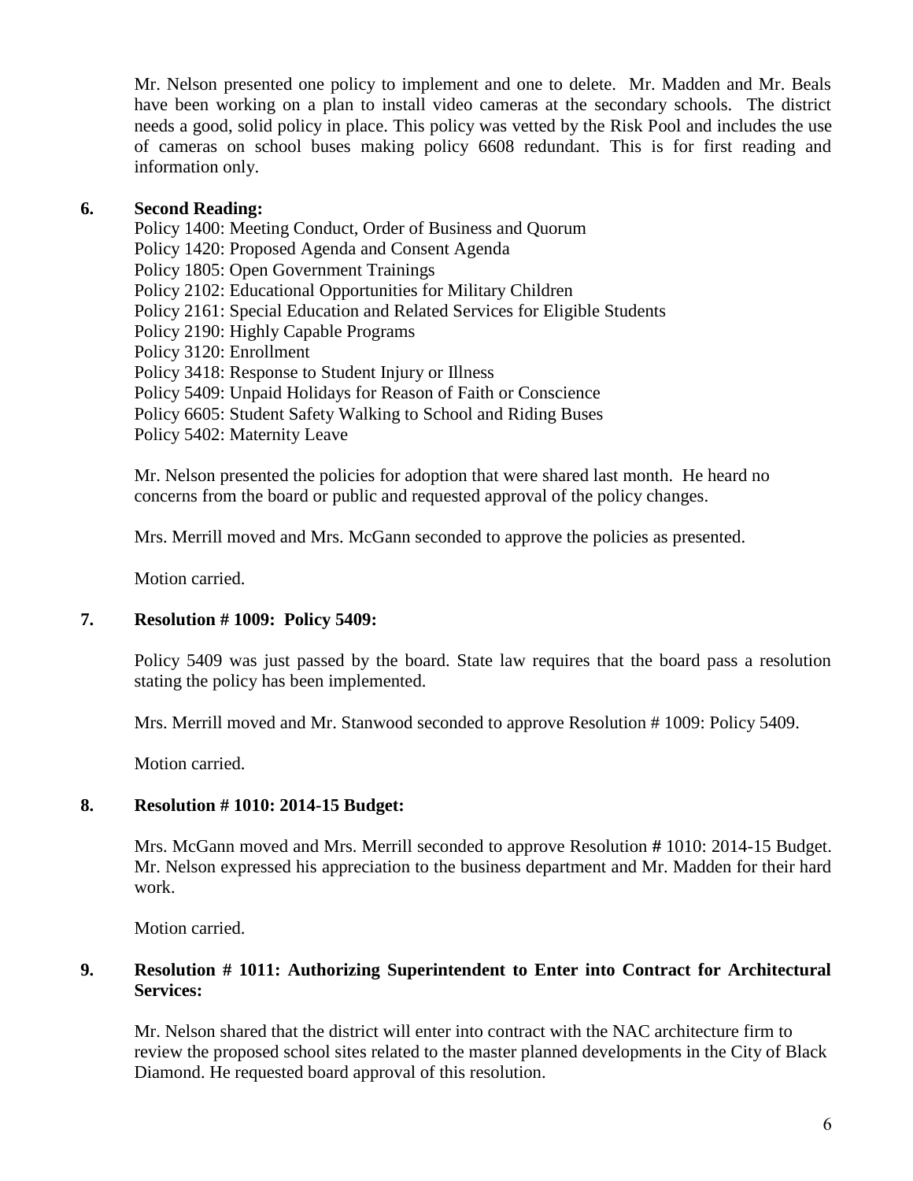Mr. Nelson presented one policy to implement and one to delete. Mr. Madden and Mr. Beals have been working on a plan to install video cameras at the secondary schools. The district needs a good, solid policy in place. This policy was vetted by the Risk Pool and includes the use of cameras on school buses making policy 6608 redundant. This is for first reading and information only.

**6. Second Reading:**

Policy 1400: Meeting Conduct, Order of Business and Quorum
Policy 1420: Proposed Agenda and Consent Agenda
Policy 1805: Open Government Trainings
Policy 2102: Educational Opportunities for Military Children
Policy 2161: Special Education and Related Services for Eligible Students
Policy 2190: Highly Capable Programs
Policy 3120: Enrollment
Policy 3418: Response to Student Injury or Illness
Policy 5409: Unpaid Holidays for Reason of Faith or Conscience
Policy 6605: Student Safety Walking to School and Riding Buses
Policy 5402: Maternity Leave

Mr. Nelson presented the policies for adoption that were shared last month. He heard no concerns from the board or public and requested approval of the policy changes.

Mrs. Merrill moved and Mrs. McGann seconded to approve the policies as presented.

Motion carried.

**7. Resolution # 1009: Policy 5409:**

Policy 5409 was just passed by the board. State law requires that the board pass a resolution stating the policy has been implemented.

Mrs. Merrill moved and Mr. Stanwood seconded to approve Resolution # 1009: Policy 5409.

Motion carried.

**8. Resolution # 1010: 2014-15 Budget:**

Mrs. McGann moved and Mrs. Merrill seconded to approve Resolution **#** 1010: 2014-15 Budget. Mr. Nelson expressed his appreciation to the business department and Mr. Madden for their hard work.

Motion carried.

**9. Resolution # 1011: Authorizing Superintendent to Enter into Contract for Architectural Services:**

Mr. Nelson shared that the district will enter into contract with the NAC architecture firm to review the proposed school sites related to the master planned developments in the City of Black Diamond. He requested board approval of this resolution.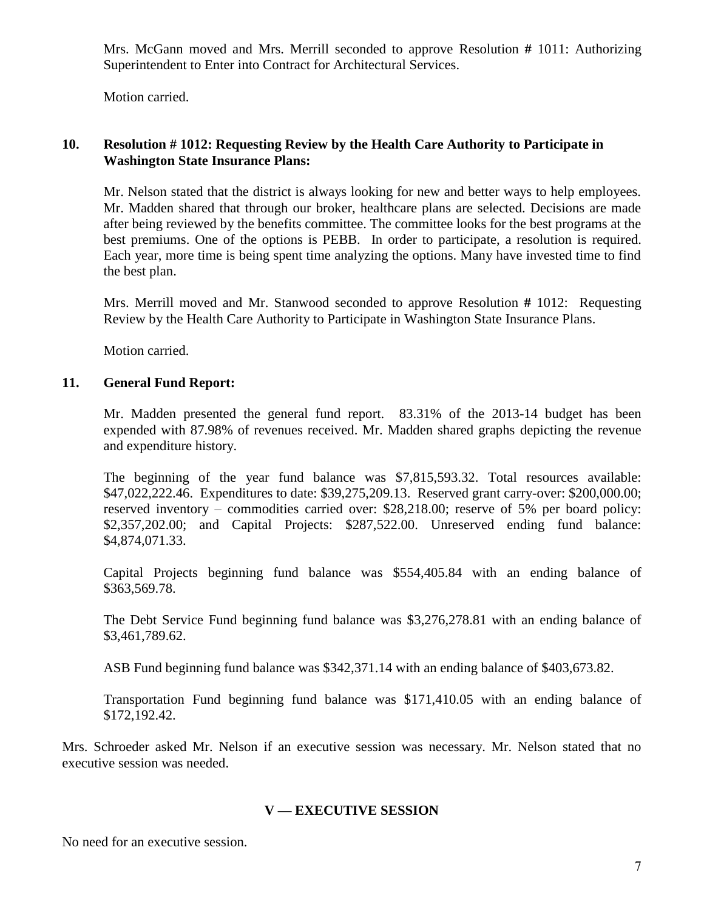Mrs. McGann moved and Mrs. Merrill seconded to approve Resolution # 1011: Authorizing Superintendent to Enter into Contract for Architectural Services.

Motion carried.

**10. Resolution # 1012: Requesting Review by the Health Care Authority to Participate in Washington State Insurance Plans:**

Mr. Nelson stated that the district is always looking for new and better ways to help employees. Mr. Madden shared that through our broker, healthcare plans are selected. Decisions are made after being reviewed by the benefits committee. The committee looks for the best programs at the best premiums. One of the options is PEBB. In order to participate, a resolution is required. Each year, more time is being spent time analyzing the options. Many have invested time to find the best plan.

Mrs. Merrill moved and Mr. Stanwood seconded to approve Resolution # 1012: Requesting Review by the Health Care Authority to Participate in Washington State Insurance Plans.

Motion carried.

**11. General Fund Report:**

Mr. Madden presented the general fund report. 83.31% of the 2013-14 budget has been expended with 87.98% of revenues received. Mr. Madden shared graphs depicting the revenue and expenditure history.

The beginning of the year fund balance was $7,815,593.32. Total resources available: $47,022,222.46. Expenditures to date: $39,275,209.13. Reserved grant carry-over: $200,000.00; reserved inventory – commodities carried over: $28,218.00; reserve of 5% per board policy: $2,357,202.00; and Capital Projects: $287,522.00. Unreserved ending fund balance: $4,874,071.33.

Capital Projects beginning fund balance was $554,405.84 with an ending balance of $363,569.78.

The Debt Service Fund beginning fund balance was $3,276,278.81 with an ending balance of $3,461,789.62.

ASB Fund beginning fund balance was $342,371.14 with an ending balance of $403,673.82.

Transportation Fund beginning fund balance was $171,410.05 with an ending balance of $172,192.42.

Mrs. Schroeder asked Mr. Nelson if an executive session was necessary. Mr. Nelson stated that no executive session was needed.

## V — EXECUTIVE SESSION

No need for an executive session.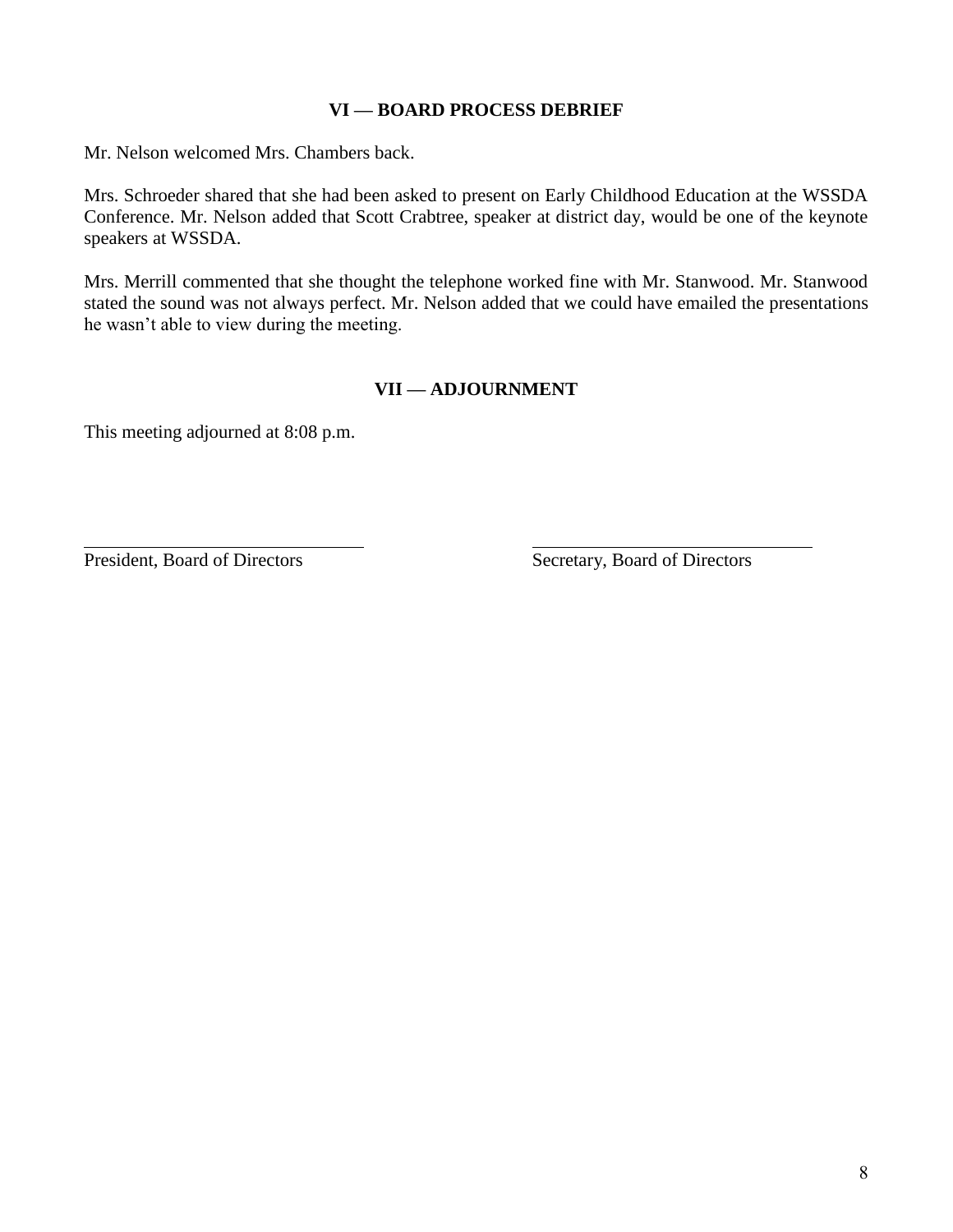## VI — BOARD PROCESS DEBRIEF

Mr. Nelson welcomed Mrs. Chambers back.

Mrs. Schroeder shared that she had been asked to present on Early Childhood Education at the WSSDA Conference. Mr. Nelson added that Scott Crabtree, speaker at district day, would be one of the keynote speakers at WSSDA.

Mrs. Merrill commented that she thought the telephone worked fine with Mr. Stanwood. Mr. Stanwood stated the sound was not always perfect. Mr. Nelson added that we could have emailed the presentations he wasn't able to view during the meeting.

## VII — ADJOURNMENT

This meeting adjourned at 8:08 p.m.

\_\_\_\_\_\_\_\_\_\_\_\_\_\_\_\_\_\_\_\_\_\_\_\_\_\_\_\_\_\_
President, Board of Directors

\_\_\_\_\_\_\_\_\_\_\_\_\_\_\_\_\_\_\_\_\_\_\_\_\_\_\_\_\_\_
Secretary, Board of Directors